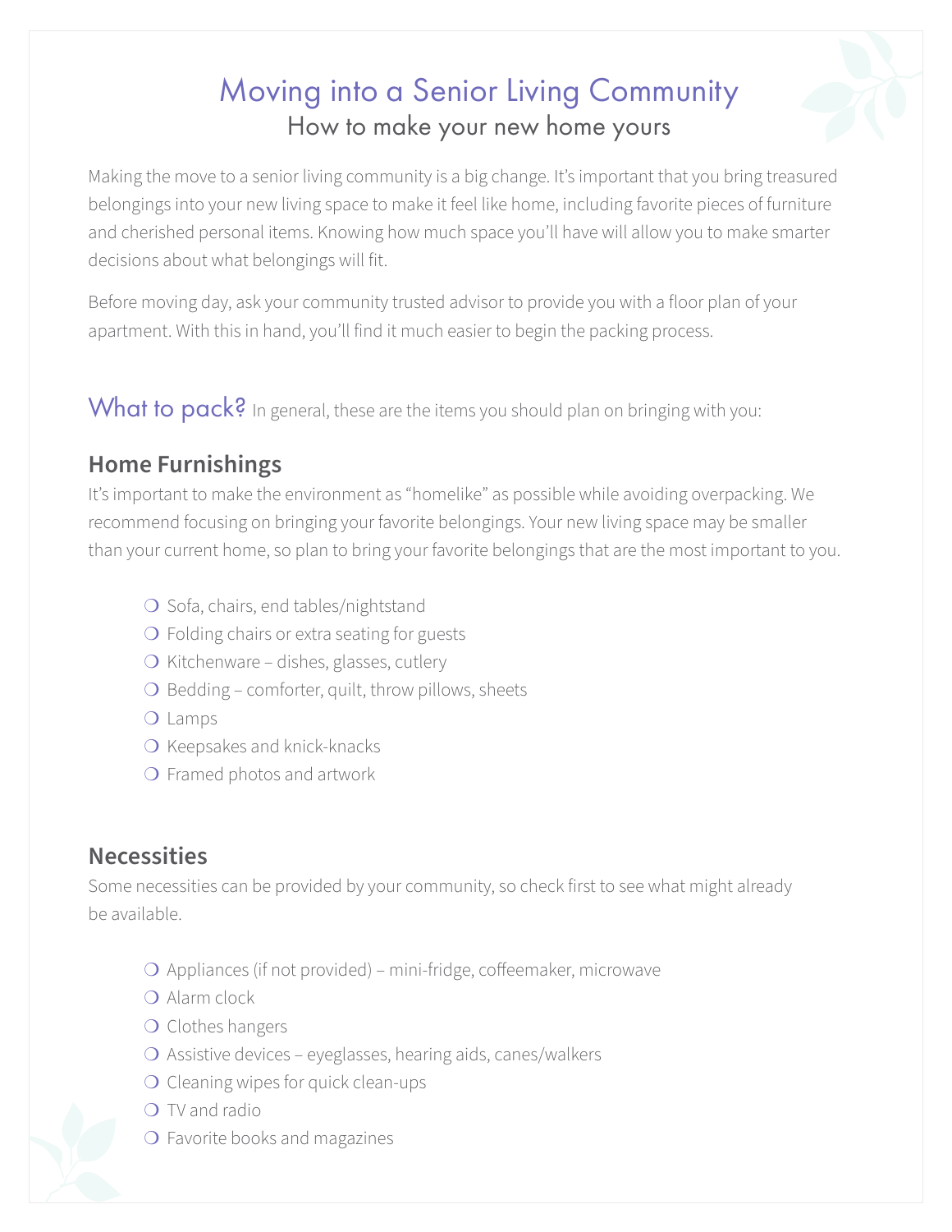# Moving into a Senior Living Community

## How to make your new home yours

Making the move to a senior living community is a big change. It's important that you bring treasured belongings into your new living space to make it feel like home, including favorite pieces of furniture and cherished personal items. Knowing how much space you'll have will allow you to make smarter decisions about what belongings will fit.

Before moving day, ask your community trusted advisor to provide you with a floor plan of your apartment. With this in hand, you'll find it much easier to begin the packing process.

## What to pack?

In general, these are the items you should plan on bringing with you:

### Home Furnishings

It's important to make the environment as "homelike" as possible while avoiding overpacking. We recommend focusing on bringing your favorite belongings. Your new living space may be smaller than your current home, so plan to bring your favorite belongings that are the most important to you.

- ❍ Sofa, chairs, end tables/nightstand
- ❍ Folding chairs or extra seating for guests
- ❍ Kitchenware – dishes, glasses, cutlery
- ❍ Bedding – comforter, quilt, throw pillows, sheets
- ❍ Lamps
- ❍ Keepsakes and knick-knacks
- ❍ Framed photos and artwork

### Necessities

Some necessities can be provided by your community, so check first to see what might already be available.

- ❍ Appliances (if not provided) – mini-fridge, coffeemaker, microwave
- ❍ Alarm clock
- ❍ Clothes hangers
- ❍ Assistive devices – eyeglasses, hearing aids, canes/walkers
- ❍ Cleaning wipes for quick clean-ups
- ❍ TV and radio
- ❍ Favorite books and magazines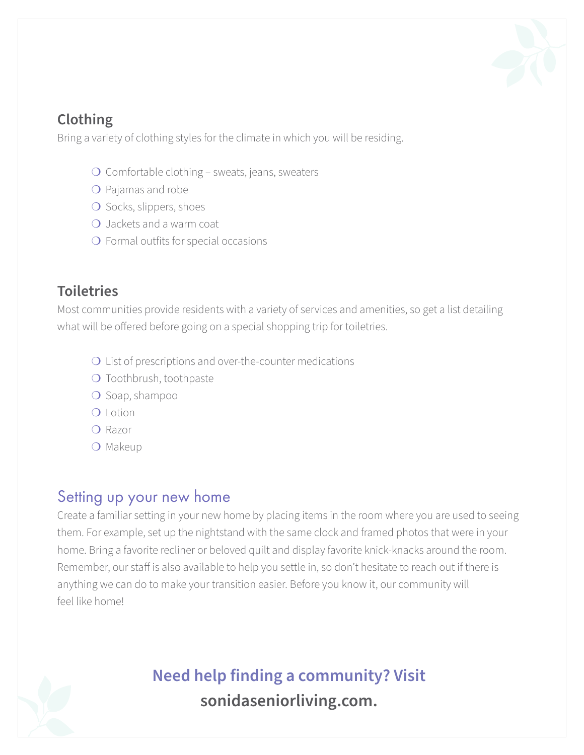## Clothing

Bring a variety of clothing styles for the climate in which you will be residing.

- ❍ Comfortable clothing – sweats, jeans, sweaters
- ❍ Pajamas and robe
- ❍ Socks, slippers, shoes
- ❍ Jackets and a warm coat
- ❍ Formal outfits for special occasions

## Toiletries

Most communities provide residents with a variety of services and amenities, so get a list detailing what will be offered before going on a special shopping trip for toiletries.

- ❍ List of prescriptions and over-the-counter medications
- ❍ Toothbrush, toothpaste
- ❍ Soap, shampoo
- ❍ Lotion
- ❍ Razor
- ❍ Makeup

## Setting up your new home

Create a familiar setting in your new home by placing items in the room where you are used to seeing them. For example, set up the nightstand with the same clock and framed photos that were in your home. Bring a favorite recliner or beloved quilt and display favorite knick-knacks around the room. Remember, our staff is also available to help you settle in, so don't hesitate to reach out if there is anything we can do to make your transition easier. Before you know it, our community will feel like home!

**Need help finding a community? Visit sonidaseniorliving.com.**